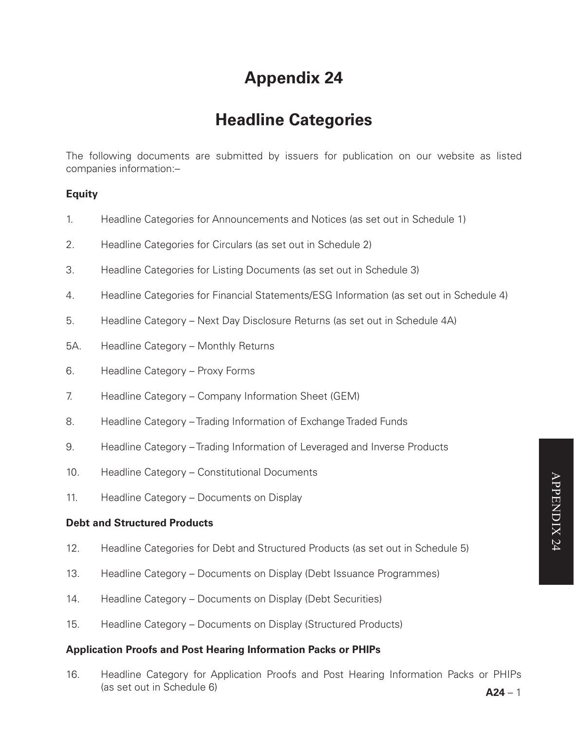# Appendix 24

## Headline Categories

The following documents are submitted by issuers for publication on our website as listed companies information:–

**Equity**

1. Headline Categories for Announcements and Notices (as set out in Schedule 1)

2. Headline Categories for Circulars (as set out in Schedule 2)

3. Headline Categories for Listing Documents (as set out in Schedule 3)

4. Headline Categories for Financial Statements/ESG Information (as set out in Schedule 4)

5. Headline Category – Next Day Disclosure Returns (as set out in Schedule 4A)

5A. Headline Category – Monthly Returns

6. Headline Category – Proxy Forms

7. Headline Category – Company Information Sheet (GEM)

8. Headline Category – Trading Information of Exchange Traded Funds

9. Headline Category – Trading Information of Leveraged and Inverse Products

10. Headline Category – Constitutional Documents

11. Headline Category – Documents on Display

**Debt and Structured Products**

12. Headline Categories for Debt and Structured Products (as set out in Schedule 5)

13. Headline Category – Documents on Display (Debt Issuance Programmes)

14. Headline Category – Documents on Display (Debt Securities)

15. Headline Category – Documents on Display (Structured Products)

**Application Proofs and Post Hearing Information Packs or PHIPs**

16. Headline Category for Application Proofs and Post Hearing Information Packs or PHIPs (as set out in Schedule 6)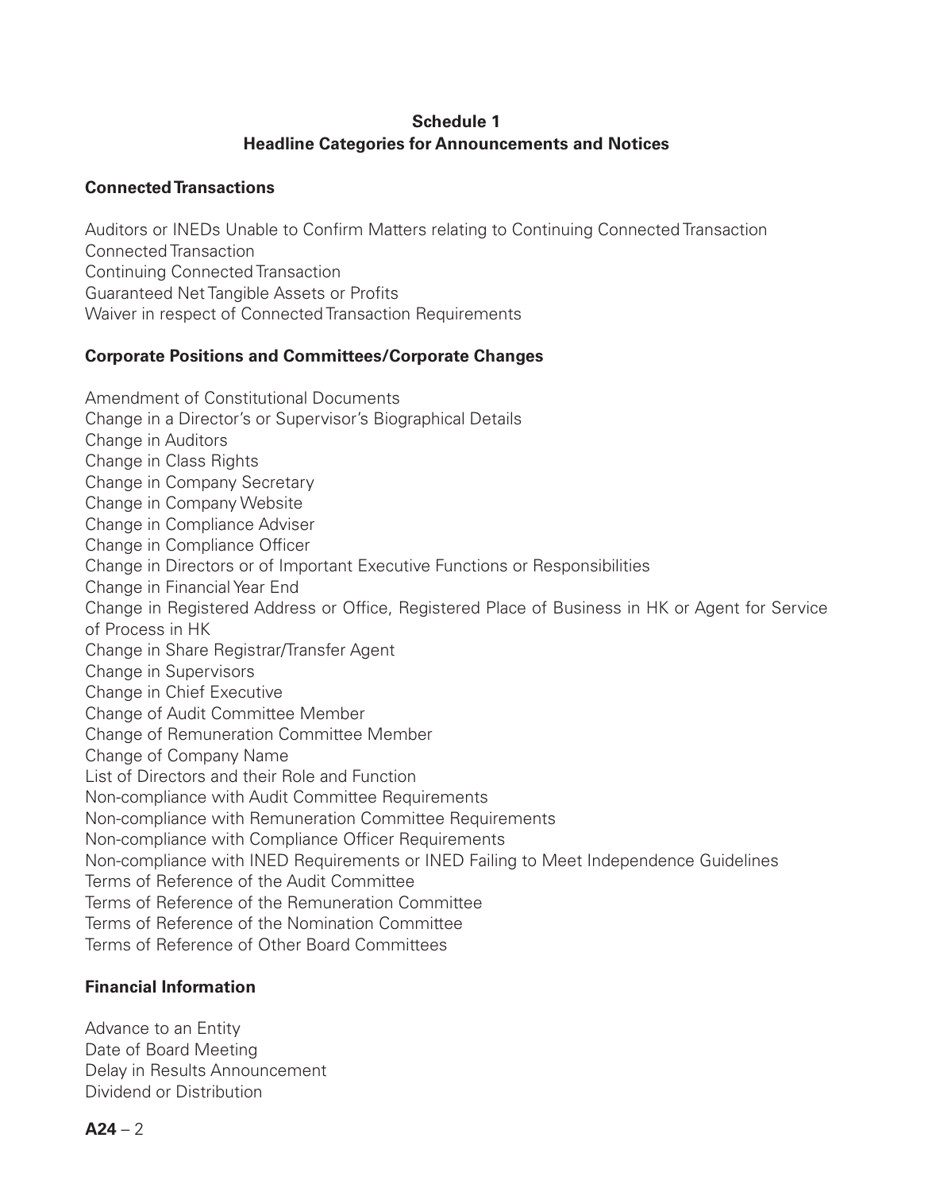## Schedule 1
## Headline Categories for Announcements and Notices

### Connected Transactions

Auditors or INEDs Unable to Confirm Matters relating to Continuing Connected Transaction
Connected Transaction
Continuing Connected Transaction
Guaranteed Net Tangible Assets or Profits
Waiver in respect of Connected Transaction Requirements

### Corporate Positions and Committees/Corporate Changes

Amendment of Constitutional Documents
Change in a Director's or Supervisor's Biographical Details
Change in Auditors
Change in Class Rights
Change in Company Secretary
Change in Company Website
Change in Compliance Adviser
Change in Compliance Officer
Change in Directors or of Important Executive Functions or Responsibilities
Change in Financial Year End
Change in Registered Address or Office, Registered Place of Business in HK or Agent for Service of Process in HK
Change in Share Registrar/Transfer Agent
Change in Supervisors
Change in Chief Executive
Change of Audit Committee Member
Change of Remuneration Committee Member
Change of Company Name
List of Directors and their Role and Function
Non-compliance with Audit Committee Requirements
Non-compliance with Remuneration Committee Requirements
Non-compliance with Compliance Officer Requirements
Non-compliance with INED Requirements or INED Failing to Meet Independence Guidelines
Terms of Reference of the Audit Committee
Terms of Reference of the Remuneration Committee
Terms of Reference of the Nomination Committee
Terms of Reference of Other Board Committees

### Financial Information

Advance to an Entity
Date of Board Meeting
Delay in Results Announcement
Dividend or Distribution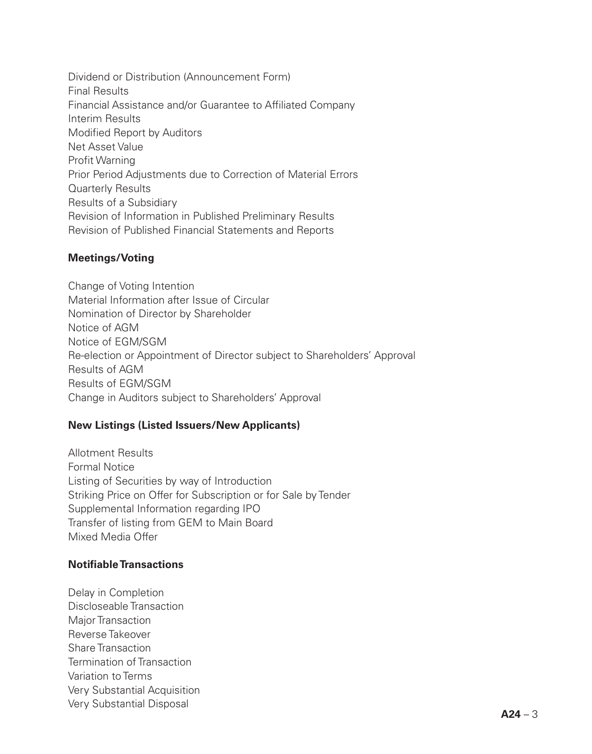Dividend or Distribution (Announcement Form)
Final Results
Financial Assistance and/or Guarantee to Affiliated Company
Interim Results
Modified Report by Auditors
Net Asset Value
Profit Warning
Prior Period Adjustments due to Correction of Material Errors
Quarterly Results
Results of a Subsidiary
Revision of Information in Published Preliminary Results
Revision of Published Financial Statements and Reports

**Meetings/Voting**

Change of Voting Intention
Material Information after Issue of Circular
Nomination of Director by Shareholder
Notice of AGM
Notice of EGM/SGM
Re-election or Appointment of Director subject to Shareholders' Approval
Results of AGM
Results of EGM/SGM
Change in Auditors subject to Shareholders' Approval

**New Listings (Listed Issuers/New Applicants)**

Allotment Results
Formal Notice
Listing of Securities by way of Introduction
Striking Price on Offer for Subscription or for Sale by Tender
Supplemental Information regarding IPO
Transfer of listing from GEM to Main Board
Mixed Media Offer

**Notifiable Transactions**

Delay in Completion
Discloseable Transaction
Major Transaction
Reverse Takeover
Share Transaction
Termination of Transaction
Variation to Terms
Very Substantial Acquisition
Very Substantial Disposal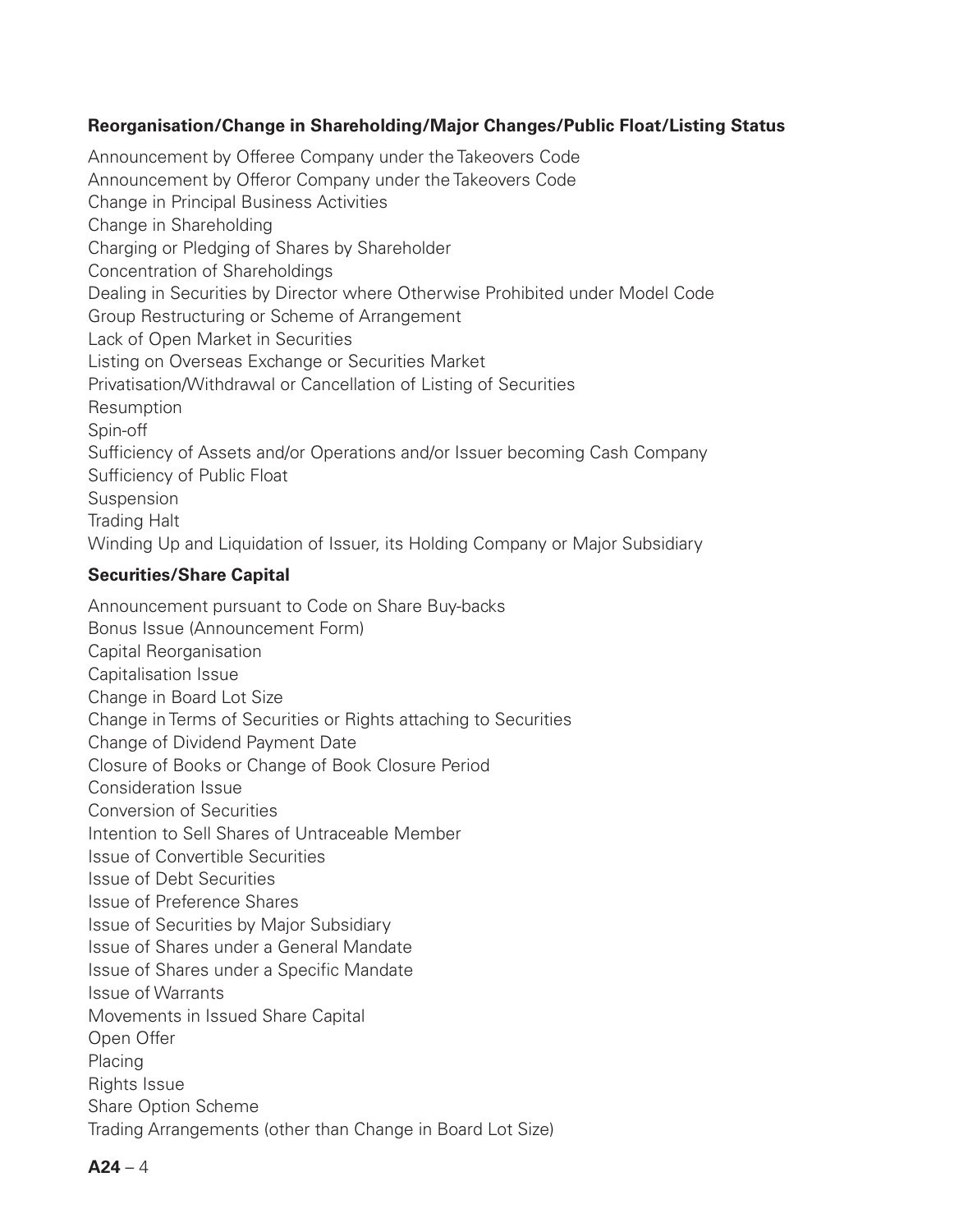**Reorganisation/Change in Shareholding/Major Changes/Public Float/Listing Status**

Announcement by Offeree Company under the Takeovers Code
Announcement by Offeror Company under the Takeovers Code
Change in Principal Business Activities
Change in Shareholding
Charging or Pledging of Shares by Shareholder
Concentration of Shareholdings
Dealing in Securities by Director where Otherwise Prohibited under Model Code
Group Restructuring or Scheme of Arrangement
Lack of Open Market in Securities
Listing on Overseas Exchange or Securities Market
Privatisation/Withdrawal or Cancellation of Listing of Securities
Resumption
Spin-off
Sufficiency of Assets and/or Operations and/or Issuer becoming Cash Company
Sufficiency of Public Float
Suspension
Trading Halt
Winding Up and Liquidation of Issuer, its Holding Company or Major Subsidiary

**Securities/Share Capital**

Announcement pursuant to Code on Share Buy-backs
Bonus Issue (Announcement Form)
Capital Reorganisation
Capitalisation Issue
Change in Board Lot Size
Change in Terms of Securities or Rights attaching to Securities
Change of Dividend Payment Date
Closure of Books or Change of Book Closure Period
Consideration Issue
Conversion of Securities
Intention to Sell Shares of Untraceable Member
Issue of Convertible Securities
Issue of Debt Securities
Issue of Preference Shares
Issue of Securities by Major Subsidiary
Issue of Shares under a General Mandate
Issue of Shares under a Specific Mandate
Issue of Warrants
Movements in Issued Share Capital
Open Offer
Placing
Rights Issue
Share Option Scheme
Trading Arrangements (other than Change in Board Lot Size)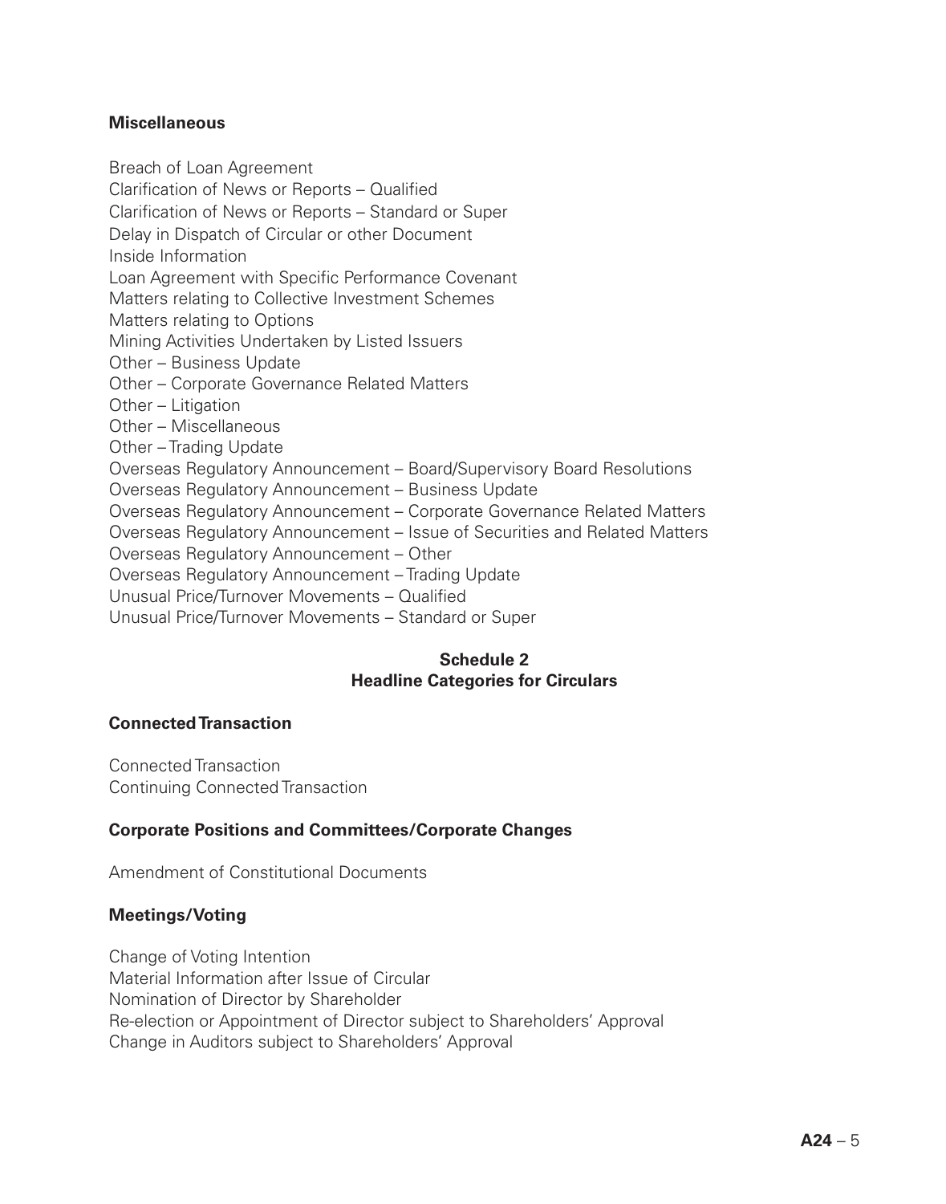**Miscellaneous**

Breach of Loan Agreement
Clarification of News or Reports – Qualified
Clarification of News or Reports – Standard or Super
Delay in Dispatch of Circular or other Document
Inside Information
Loan Agreement with Specific Performance Covenant
Matters relating to Collective Investment Schemes
Matters relating to Options
Mining Activities Undertaken by Listed Issuers
Other – Business Update
Other – Corporate Governance Related Matters
Other – Litigation
Other – Miscellaneous
Other – Trading Update
Overseas Regulatory Announcement – Board/Supervisory Board Resolutions
Overseas Regulatory Announcement – Business Update
Overseas Regulatory Announcement – Corporate Governance Related Matters
Overseas Regulatory Announcement – Issue of Securities and Related Matters
Overseas Regulatory Announcement – Other
Overseas Regulatory Announcement – Trading Update
Unusual Price/Turnover Movements – Qualified
Unusual Price/Turnover Movements – Standard or Super

## Schedule 2
## Headline Categories for Circulars

**Connected Transaction**

Connected Transaction
Continuing Connected Transaction

**Corporate Positions and Committees/Corporate Changes**

Amendment of Constitutional Documents

**Meetings/Voting**

Change of Voting Intention
Material Information after Issue of Circular
Nomination of Director by Shareholder
Re-election or Appointment of Director subject to Shareholders' Approval
Change in Auditors subject to Shareholders' Approval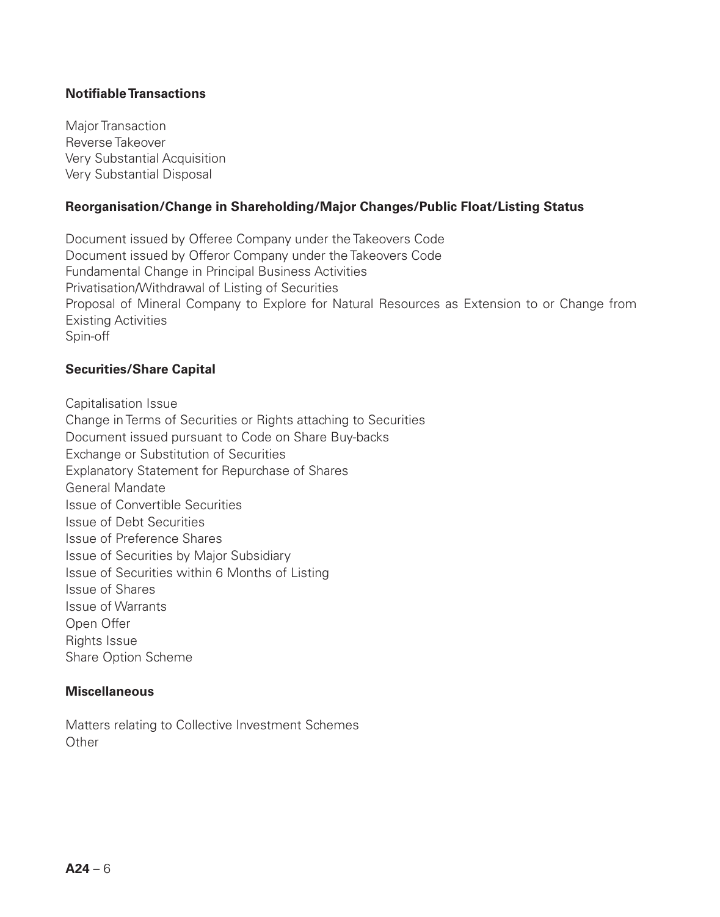**Notifiable Transactions**

Major Transaction
Reverse Takeover
Very Substantial Acquisition
Very Substantial Disposal

**Reorganisation/Change in Shareholding/Major Changes/Public Float/Listing Status**

Document issued by Offeree Company under the Takeovers Code
Document issued by Offeror Company under the Takeovers Code
Fundamental Change in Principal Business Activities
Privatisation/Withdrawal of Listing of Securities
Proposal of Mineral Company to Explore for Natural Resources as Extension to or Change from Existing Activities
Spin-off

**Securities/Share Capital**

Capitalisation Issue
Change in Terms of Securities or Rights attaching to Securities
Document issued pursuant to Code on Share Buy-backs
Exchange or Substitution of Securities
Explanatory Statement for Repurchase of Shares
General Mandate
Issue of Convertible Securities
Issue of Debt Securities
Issue of Preference Shares
Issue of Securities by Major Subsidiary
Issue of Securities within 6 Months of Listing
Issue of Shares
Issue of Warrants
Open Offer
Rights Issue
Share Option Scheme

**Miscellaneous**

Matters relating to Collective Investment Schemes
Other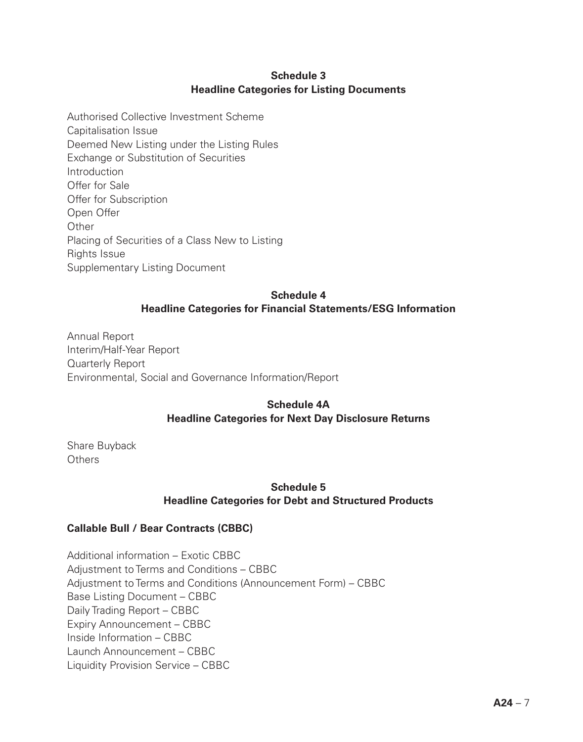## Schedule 3
## Headline Categories for Listing Documents

Authorised Collective Investment Scheme
Capitalisation Issue
Deemed New Listing under the Listing Rules
Exchange or Substitution of Securities
Introduction
Offer for Sale
Offer for Subscription
Open Offer
Other
Placing of Securities of a Class New to Listing
Rights Issue
Supplementary Listing Document

## Schedule 4
## Headline Categories for Financial Statements/ESG Information

Annual Report
Interim/Half-Year Report
Quarterly Report
Environmental, Social and Governance Information/Report

## Schedule 4A
## Headline Categories for Next Day Disclosure Returns

Share Buyback
Others

## Schedule 5
## Headline Categories for Debt and Structured Products

### Callable Bull / Bear Contracts (CBBC)

Additional information – Exotic CBBC
Adjustment to Terms and Conditions – CBBC
Adjustment to Terms and Conditions (Announcement Form) – CBBC
Base Listing Document – CBBC
Daily Trading Report – CBBC
Expiry Announcement – CBBC
Inside Information – CBBC
Launch Announcement – CBBC
Liquidity Provision Service – CBBC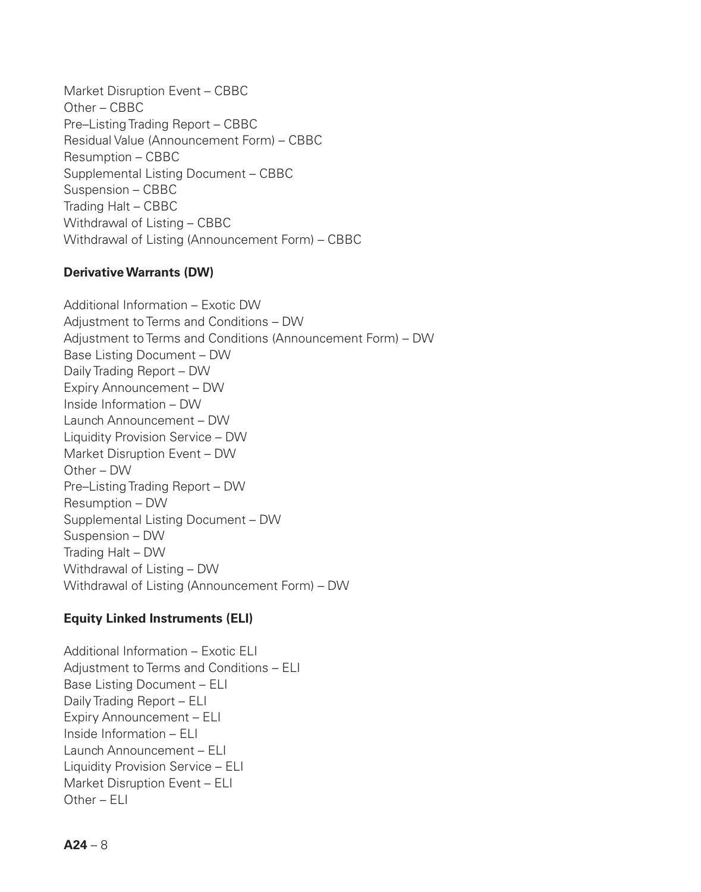Market Disruption Event – CBBC
Other – CBBC
Pre–Listing Trading Report – CBBC
Residual Value (Announcement Form) – CBBC
Resumption – CBBC
Supplemental Listing Document – CBBC
Suspension – CBBC
Trading Halt – CBBC
Withdrawal of Listing – CBBC
Withdrawal of Listing (Announcement Form) – CBBC

**Derivative Warrants (DW)**

Additional Information – Exotic DW
Adjustment to Terms and Conditions – DW
Adjustment to Terms and Conditions (Announcement Form) – DW
Base Listing Document – DW
Daily Trading Report – DW
Expiry Announcement – DW
Inside Information – DW
Launch Announcement – DW
Liquidity Provision Service – DW
Market Disruption Event – DW
Other – DW
Pre–Listing Trading Report – DW
Resumption – DW
Supplemental Listing Document – DW
Suspension – DW
Trading Halt – DW
Withdrawal of Listing – DW
Withdrawal of Listing (Announcement Form) – DW

**Equity Linked Instruments (ELI)**

Additional Information – Exotic ELI
Adjustment to Terms and Conditions – ELI
Base Listing Document – ELI
Daily Trading Report – ELI
Expiry Announcement – ELI
Inside Information – ELI
Launch Announcement – ELI
Liquidity Provision Service – ELI
Market Disruption Event – ELI
Other – ELI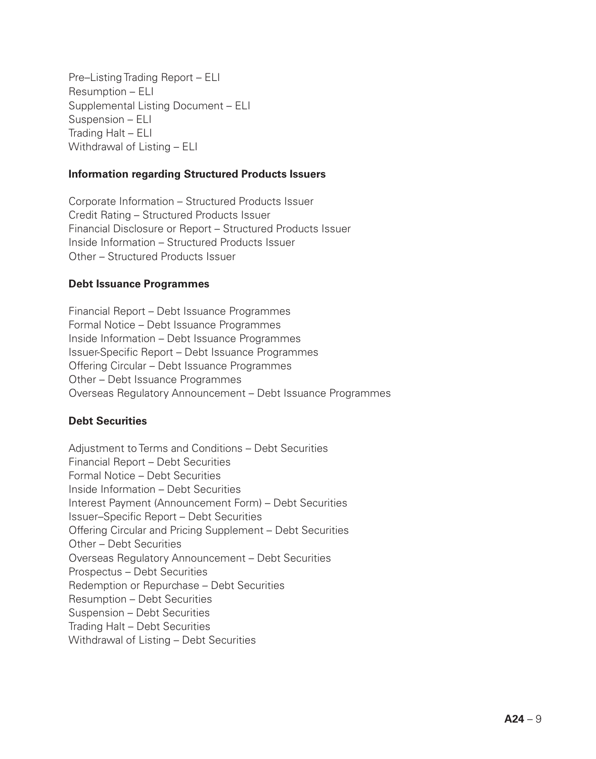Pre–Listing Trading Report – ELI
Resumption – ELI
Supplemental Listing Document – ELI
Suspension – ELI
Trading Halt – ELI
Withdrawal of Listing – ELI

**Information regarding Structured Products Issuers**

Corporate Information – Structured Products Issuer
Credit Rating – Structured Products Issuer
Financial Disclosure or Report – Structured Products Issuer
Inside Information – Structured Products Issuer
Other – Structured Products Issuer

**Debt Issuance Programmes**

Financial Report – Debt Issuance Programmes
Formal Notice – Debt Issuance Programmes
Inside Information – Debt Issuance Programmes
Issuer-Specific Report – Debt Issuance Programmes
Offering Circular – Debt Issuance Programmes
Other – Debt Issuance Programmes
Overseas Regulatory Announcement – Debt Issuance Programmes

**Debt Securities**

Adjustment to Terms and Conditions – Debt Securities
Financial Report – Debt Securities
Formal Notice – Debt Securities
Inside Information – Debt Securities
Interest Payment (Announcement Form) – Debt Securities
Issuer–Specific Report – Debt Securities
Offering Circular and Pricing Supplement – Debt Securities
Other – Debt Securities
Overseas Regulatory Announcement – Debt Securities
Prospectus – Debt Securities
Redemption or Repurchase – Debt Securities
Resumption – Debt Securities
Suspension – Debt Securities
Trading Halt – Debt Securities
Withdrawal of Listing – Debt Securities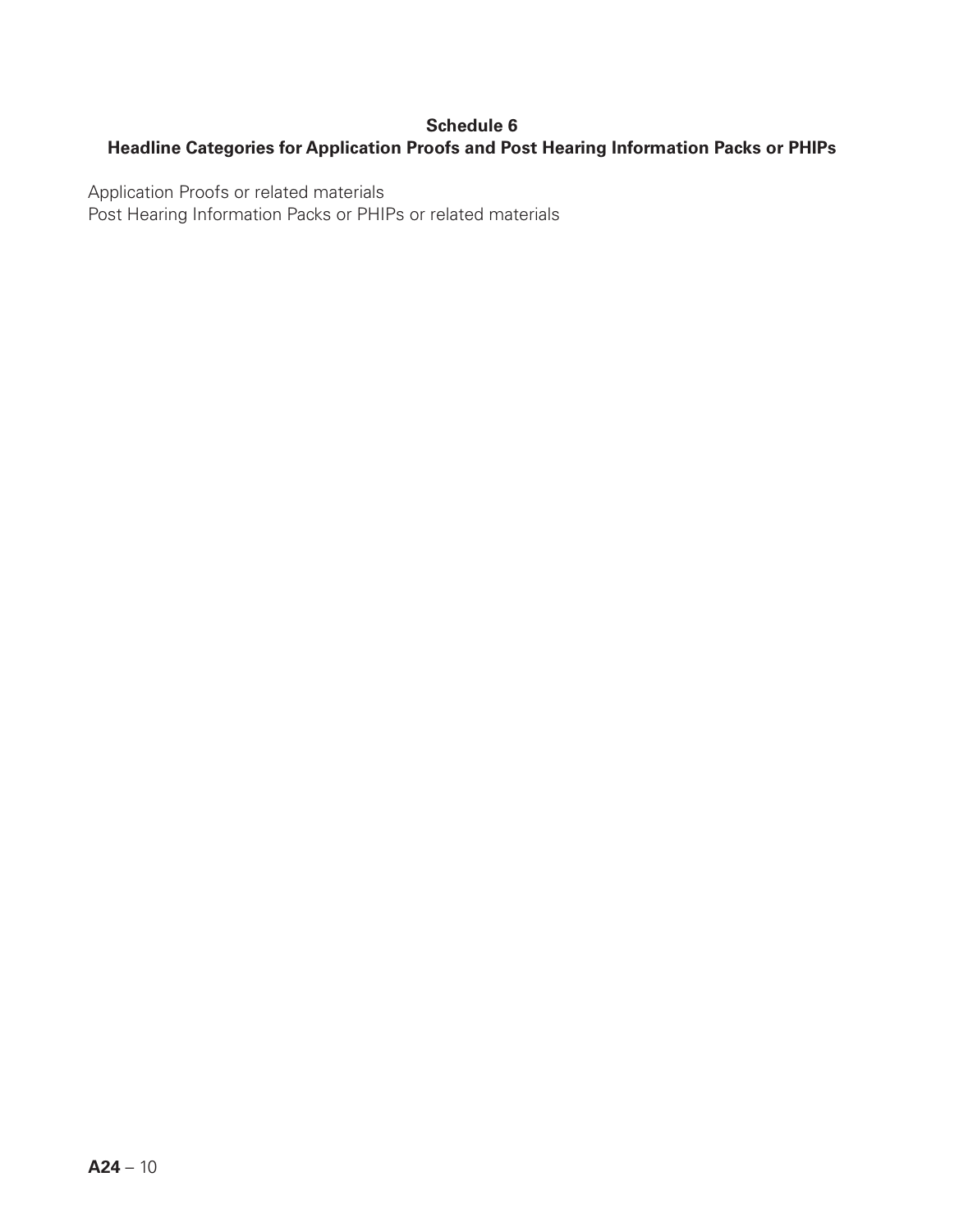## Schedule 6

## Headline Categories for Application Proofs and Post Hearing Information Packs or PHIPs

Application Proofs or related materials

Post Hearing Information Packs or PHIPs or related materials